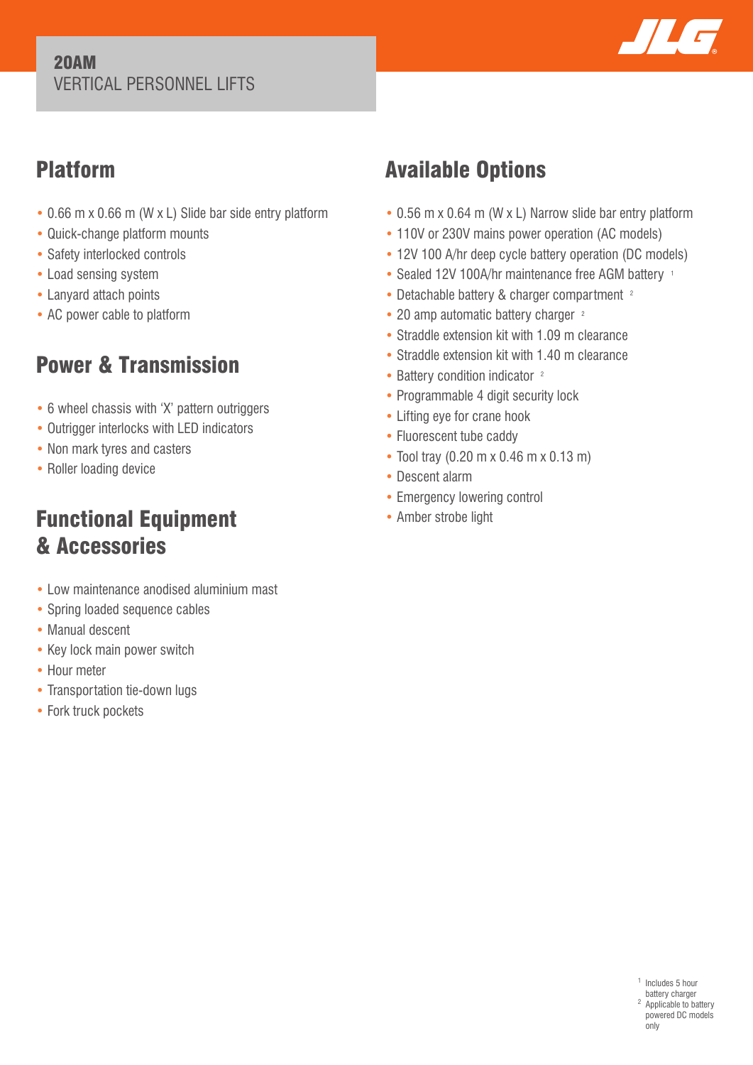# 20AM
VERTICAL PERSONNEL LIFTS

## Platform

- 0.66 m x 0.66 m (W x L) Slide bar side entry platform
- Quick-change platform mounts
- Safety interlocked controls
- Load sensing system
- Lanyard attach points
- AC power cable to platform

## Power & Transmission

- 6 wheel chassis with 'X' pattern outriggers
- Outrigger interlocks with LED indicators
- Non mark tyres and casters
- Roller loading device

## Functional Equipment & Accessories

- Low maintenance anodised aluminium mast
- Spring loaded sequence cables
- Manual descent
- Key lock main power switch
- Hour meter
- Transportation tie-down lugs
- Fork truck pockets

## Available Options

- 0.56 m x 0.64 m (W x L) Narrow slide bar entry platform
- 110V or 230V mains power operation (AC models)
- 12V 100 A/hr deep cycle battery operation (DC models)
- Sealed 12V 100A/hr maintenance free AGM battery [1]
- Detachable battery & charger compartment [2]
- 20 amp automatic battery charger [2]
- Straddle extension kit with 1.09 m clearance
- Straddle extension kit with 1.40 m clearance
- Battery condition indicator [2]
- Programmable 4 digit security lock
- Lifting eye for crane hook
- Fluorescent tube caddy
- Tool tray (0.20 m x 0.46 m x 0.13 m)
- Descent alarm
- Emergency lowering control
- Amber strobe light

[1] Includes 5 hour battery charger
[2] Applicable to battery powered DC models only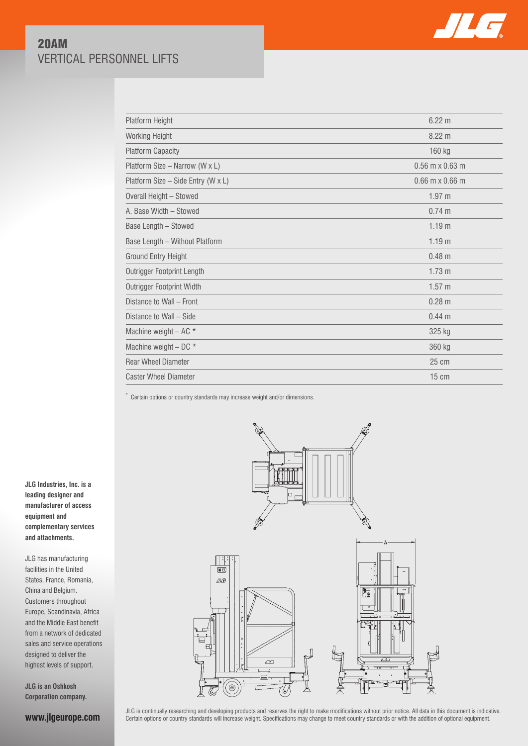# 20AM
## VERTICAL PERSONNEL LIFTS

| | |
|---|---|
| Platform Height | 6.22 m |
| Working Height | 8.22 m |
| Platform Capacity | 160 kg |
| Platform Size – Narrow (W x L) | 0.56 m x 0.63 m |
| Platform Size – Side Entry (W x L) | 0.66 m x 0.66 m |
| Overall Height – Stowed | 1.97 m |
| A. Base Width – Stowed | 0.74 m |
| Base Length – Stowed | 1.19 m |
| Base Length – Without Platform | 1.19 m |
| Ground Entry Height | 0.48 m |
| Outrigger Footprint Length | 1.73 m |
| Outrigger Footprint Width | 1.57 m |
| Distance to Wall – Front | 0.28 m |
| Distance to Wall – Side | 0.44 m |
| Machine weight – AC * | 325 kg |
| Machine weight – DC * | 360 kg |
| Rear Wheel Diameter | 25 cm |
| Caster Wheel Diameter | 15 cm |

* Certain options or country standards may increase weight and/or dimensions.

A

**JLG Industries, Inc. is a leading designer and manufacturer of access equipment and complementary services and attachments.**

JLG has manufacturing facilities in the United States, France, Romania, China and Belgium. Customers throughout Europe, Scandinavia, Africa and the Middle East benefit from a network of dedicated sales and service operations designed to deliver the highest levels of support.

**JLG is an Oshkosh Corporation company.**

**www.jlgeurope.com**

JLG is continually researching and developing products and reserves the right to make modifications without prior notice. All data in this document is indicative. Certain options or country standards will increase weight. Specifications may change to meet country standards or with the addition of optional equipment.